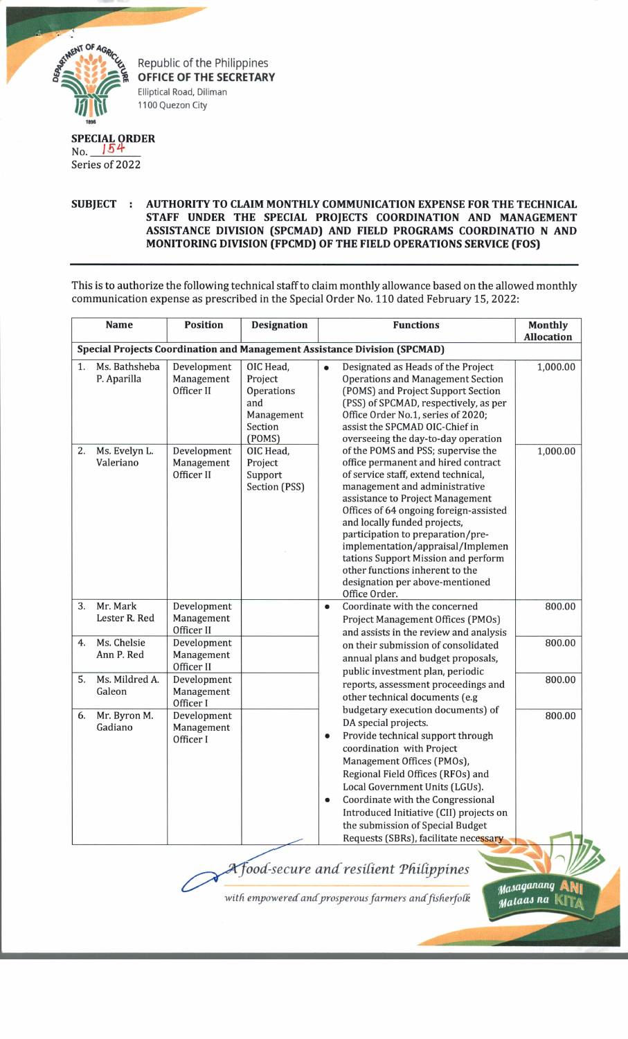Republic of the Philippines
**OFFICE OF THE SECRETARY**
Elliptical Road, Diliman
1100 Quezon City

**SPECIAL ORDER**
No. 154
Series of 2022

**SUBJECT : AUTHORITY TO CLAIM MONTHLY COMMUNICATION EXPENSE FOR THE TECHNICAL STAFF UNDER THE SPECIAL PROJECTS COORDINATION AND MANAGEMENT ASSISTANCE DIVISION (SPCMAD) AND FIELD PROGRAMS COORDINATIO N AND MONITORING DIVISION (FPCMD) OF THE FIELD OPERATIONS SERVICE (FOS)**

This is to authorize the following technical staff to claim monthly allowance based on the allowed monthly communication expense as prescribed in the Special Order No. 110 dated February 15, 2022:

| Name | Position | Designation | Functions | Monthly Allocation |
|---|---|---|---|---|
| **Special Projects Coordination and Management Assistance Division (SPCMAD)** | | | | |
| 1. Ms. Bathsheba P. Aparilla | Development Management Officer II | OIC Head, Project Operations and Management Section (POMS) | • Designated as Heads of the Project Operations and Management Section (POMS) and Project Support Section (PSS) of SPCMAD, respectively, as per Office Order No.1, series of 2020; assist the SPCMAD OIC-Chief in overseeing the day-to-day operation of the POMS and PSS; supervise the office permanent and hired contract of service staff, extend technical, management and administrative assistance to Project Management Offices of 64 ongoing foreign-assisted and locally funded projects, participation to preparation/pre-implementation/appraisal/Implementations Support Mission and perform other functions inherent to the designation per above-mentioned Office Order. | 1,000.00 |
| 2. Ms. Evelyn L. Valeriano | Development Management Officer II | OIC Head, Project Support Section (PSS) | | 1,000.00 |
| 3. Mr. Mark Lester R. Red | Development Management Officer II | | • Coordinate with the concerned Project Management Offices (PMOs) and assists in the review and analysis on their submission of consolidated annual plans and budget proposals, public investment plan, periodic reports, assessment proceedings and other technical documents (e.g budgetary execution documents) of DA special projects. • Provide technical support through coordination with Project Management Offices (PMOs), Regional Field Offices (RFOs) and Local Government Units (LGUs). • Coordinate with the Congressional Introduced Initiative (CII) projects on the submission of Special Budget Requests (SBRs), facilitate necessary | 800.00 |
| 4. Ms. Chelsie Ann P. Red | Development Management Officer II | | | 800.00 |
| 5. Ms. Mildred A. Galeon | Development Management Officer I | | | 800.00 |
| 6. Mr. Byron M. Gadiano | Development Management Officer I | | | 800.00 |

*A food-secure and resilient Philippines with empowered and prosperous farmers and fisherfolk*

Masaganang ANI Mataas na KITA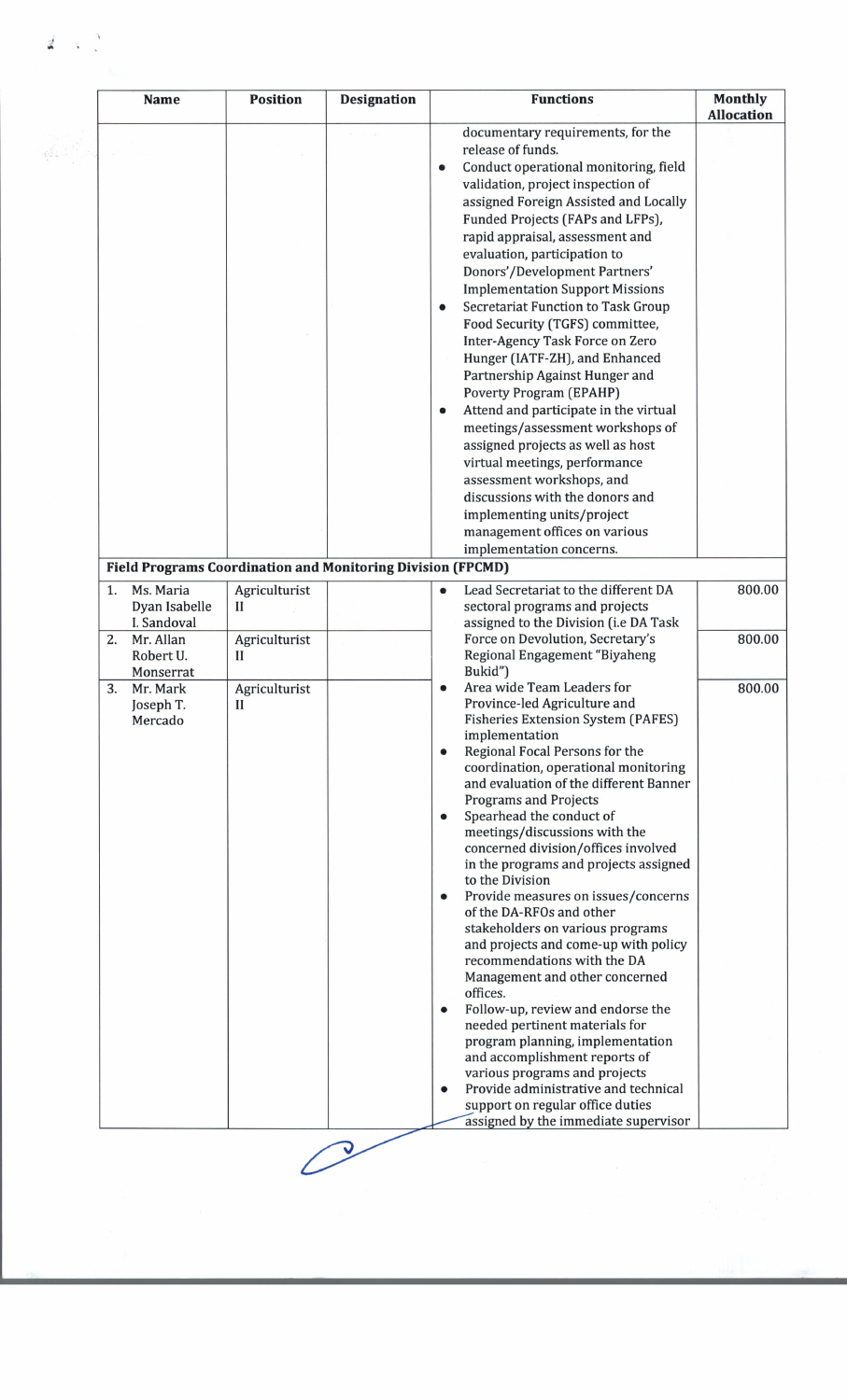| Name | Position | Designation | Functions | Monthly Allocation |
|---|---|---|---|---|
| | | | documentary requirements, for the release of funds.<br>• Conduct operational monitoring, field validation, project inspection of assigned Foreign Assisted and Locally Funded Projects (FAPs and LFPs), rapid appraisal, assessment and evaluation, participation to Donors'/Development Partners' Implementation Support Missions<br>• Secretariat Function to Task Group Food Security (TGFS) committee, Inter-Agency Task Force on Zero Hunger (IATF-ZH), and Enhanced Partnership Against Hunger and Poverty Program (EPAHP)<br>• Attend and participate in the virtual meetings/assessment workshops of assigned projects as well as host virtual meetings, performance assessment workshops, and discussions with the donors and implementing units/project management offices on various implementation concerns. | |
| **Field Programs Coordination and Monitoring Division (FPCMD)** | | | | |
| 1. Ms. Maria Dyan Isabelle I. Sandoval | Agriculturist II | | • Lead Secretariat to the different DA sectoral programs and projects assigned to the Division (i.e DA Task Force on Devolution, Secretary's Regional Engagement "Biyaheng Bukid")<br>• Area wide Team Leaders for Province-led Agriculture and Fisheries Extension System (PAFES) implementation<br>• Regional Focal Persons for the coordination, operational monitoring and evaluation of the different Banner Programs and Projects<br>• Spearhead the conduct of meetings/discussions with the concerned division/offices involved in the programs and projects assigned to the Division<br>• Provide measures on issues/concerns of the DA-RFOs and other stakeholders on various programs and projects and come-up with policy recommendations with the DA Management and other concerned offices.<br>• Follow-up, review and endorse the needed pertinent materials for program planning, implementation and accomplishment reports of various programs and projects<br>• Provide administrative and technical support on regular office duties assigned by the immediate supervisor | 800.00 |
| 2. Mr. Allan Robert U. Monserrat | Agriculturist II | | | 800.00 |
| 3. Mr. Mark Joseph T. Mercado | Agriculturist II | | | 800.00 |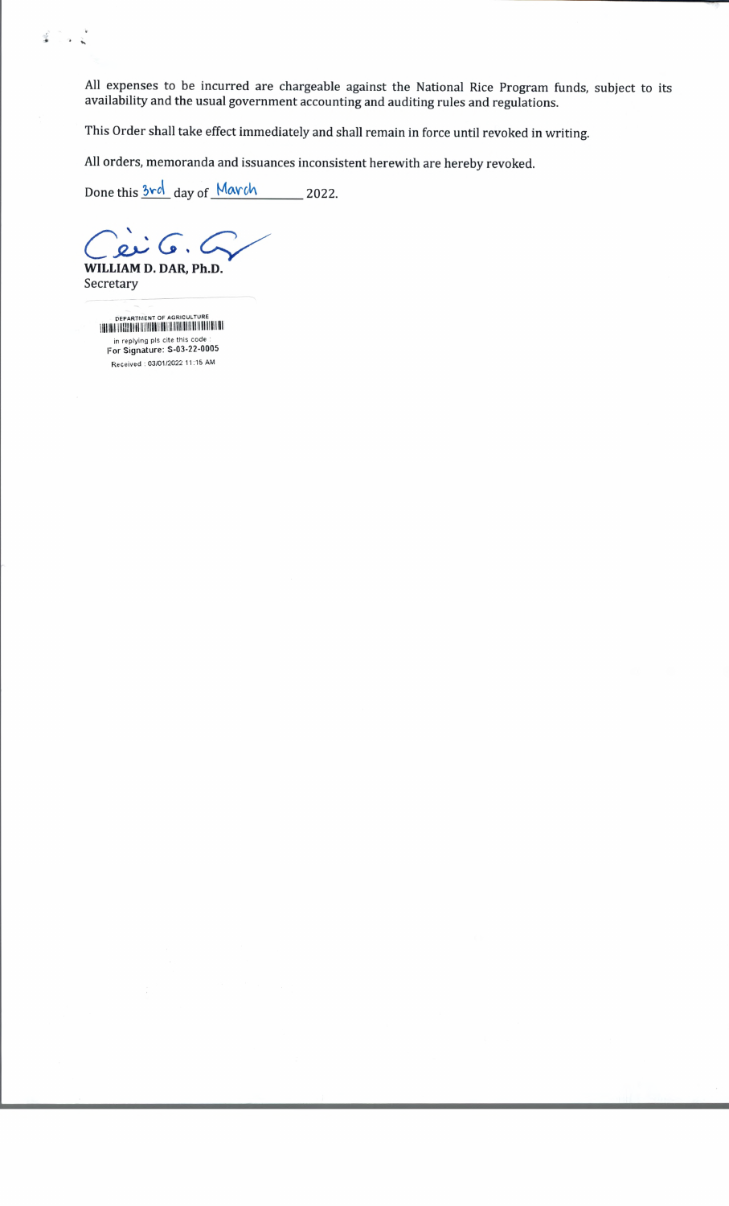All expenses to be incurred are chargeable against the National Rice Program funds, subject to its availability and the usual government accounting and auditing rules and regulations.

This Order shall take effect immediately and shall remain in force until revoked in writing.

All orders, memoranda and issuances inconsistent herewith are hereby revoked.

Done this 3rd day of March 2022.

**WILLIAM D. DAR, Ph.D.**
Secretary

DEPARTMENT OF AGRICULTURE
in replying pls cite this code :
For Signature: S-03-22-0005
Received : 03/01/2022 11:15 AM